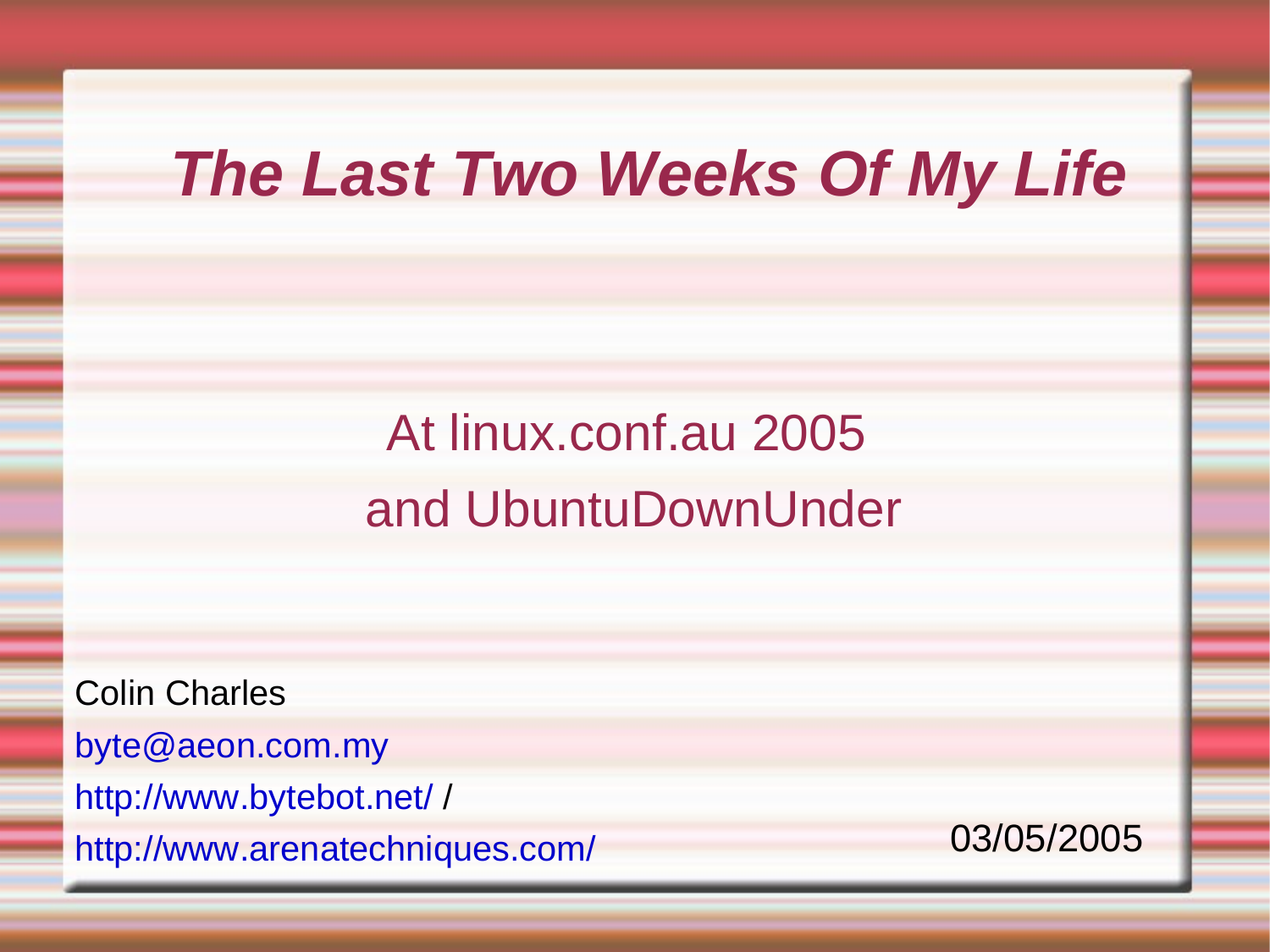# *The Last Two Weeks Of My Life*

At linux.conf.au 2005
and UbuntuDownUnder

Colin Charles
byte@aeon.com.my
http://www.bytebot.net/ /
http://www.arenatechniques.com/

03/05/2005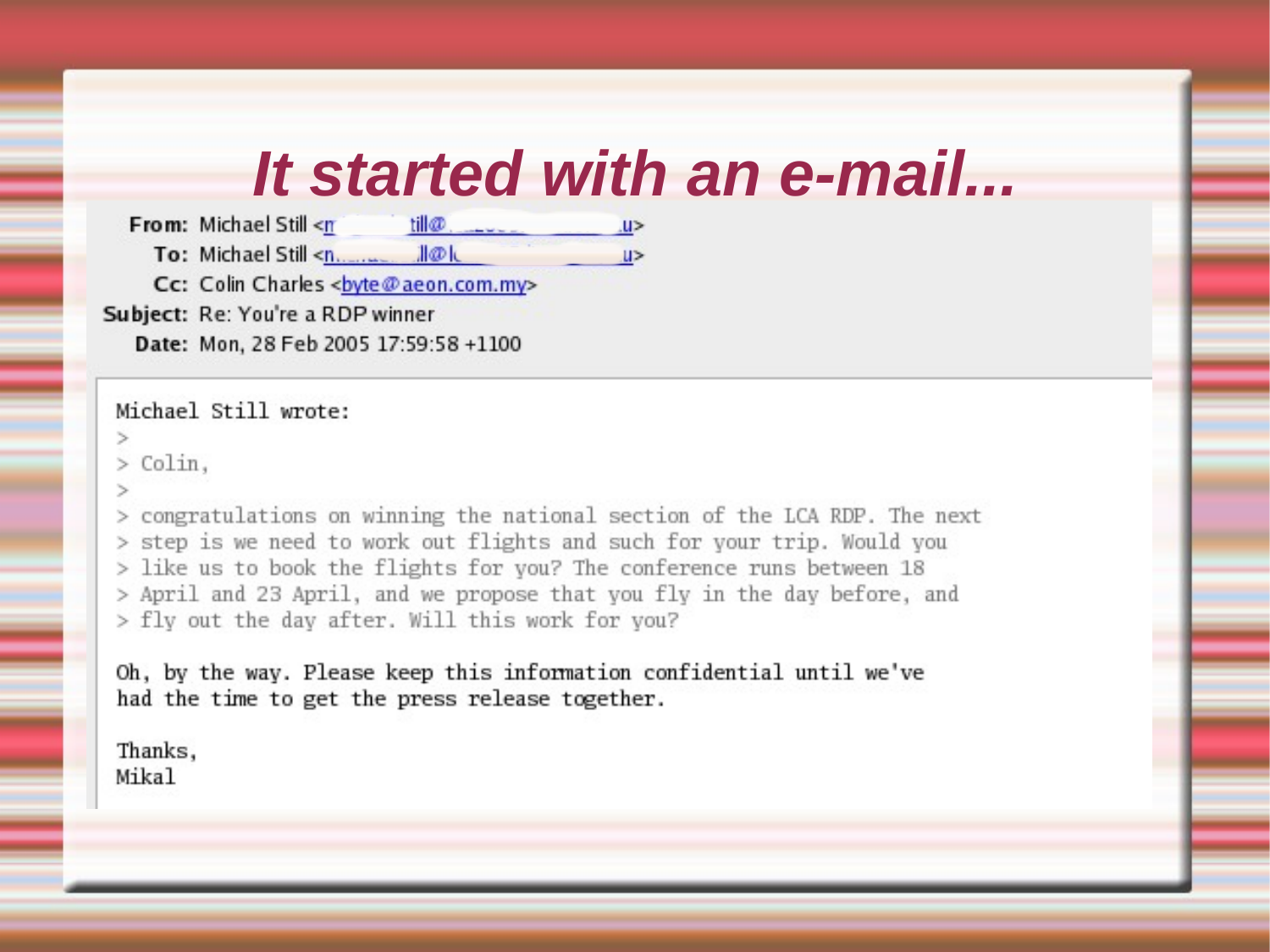# It started with an e-mail...

**From:** Michael Still <m     till@          u>
**To:** Michael Still <m      ll@l          u>
**Cc:** Colin Charles <byte@aeon.com.my>
**Subject:** Re: You're a RDP winner
**Date:** Mon, 28 Feb 2005 17:59:58 +1100

```
Michael Still wrote:
>
> Colin,
>
> congratulations on winning the national section of the LCA RDP. The next
> step is we need to work out flights and such for your trip. Would you
> like us to book the flights for you? The conference runs between 18
> April and 23 April, and we propose that you fly in the day before, and
> fly out the day after. Will this work for you?

Oh, by the way. Please keep this information confidential until we've
had the time to get the press release together.

Thanks,
Mikal
```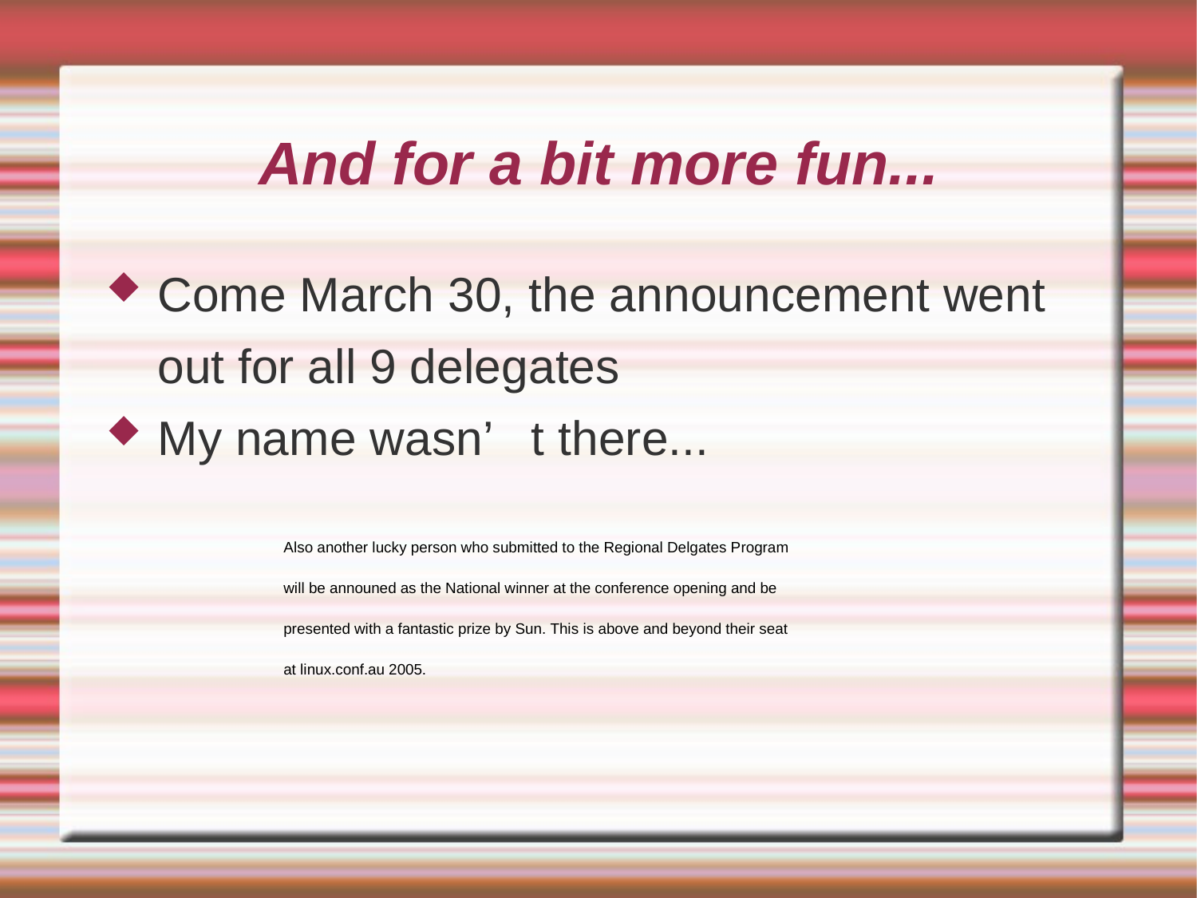# *And for a bit more fun...*

- Come March 30, the announcement went out for all 9 delegates
- My name wasn’ t there...

Also another lucky person who submitted to the Regional Delgates Program will be announed as the National winner at the conference opening and be presented with a fantastic prize by Sun. This is above and beyond their seat at linux.conf.au 2005.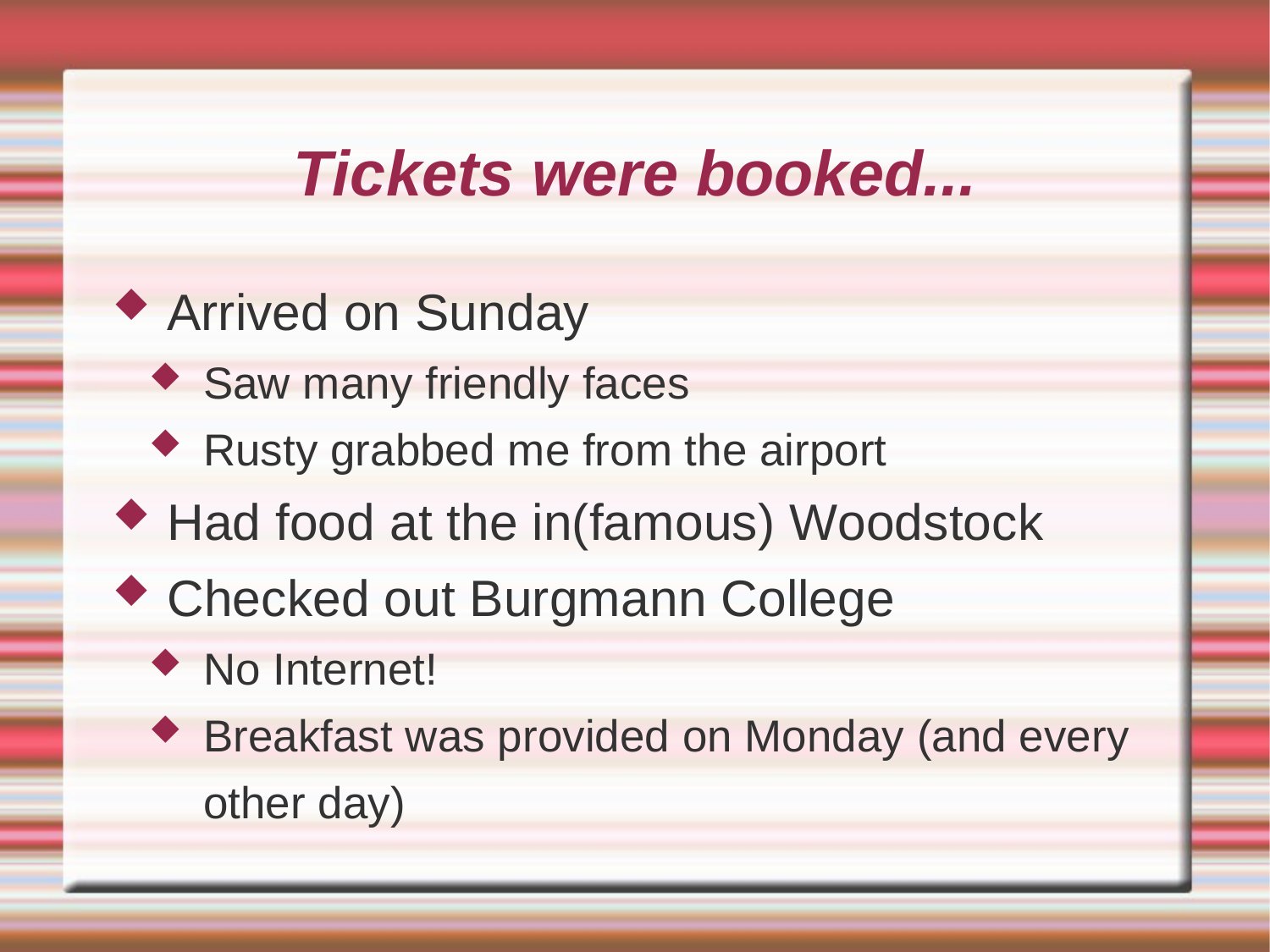# *Tickets were booked...*

- Arrived on Sunday
  - Saw many friendly faces
  - Rusty grabbed me from the airport
- Had food at the in(famous) Woodstock
- Checked out Burgmann College
  - No Internet!
  - Breakfast was provided on Monday (and every other day)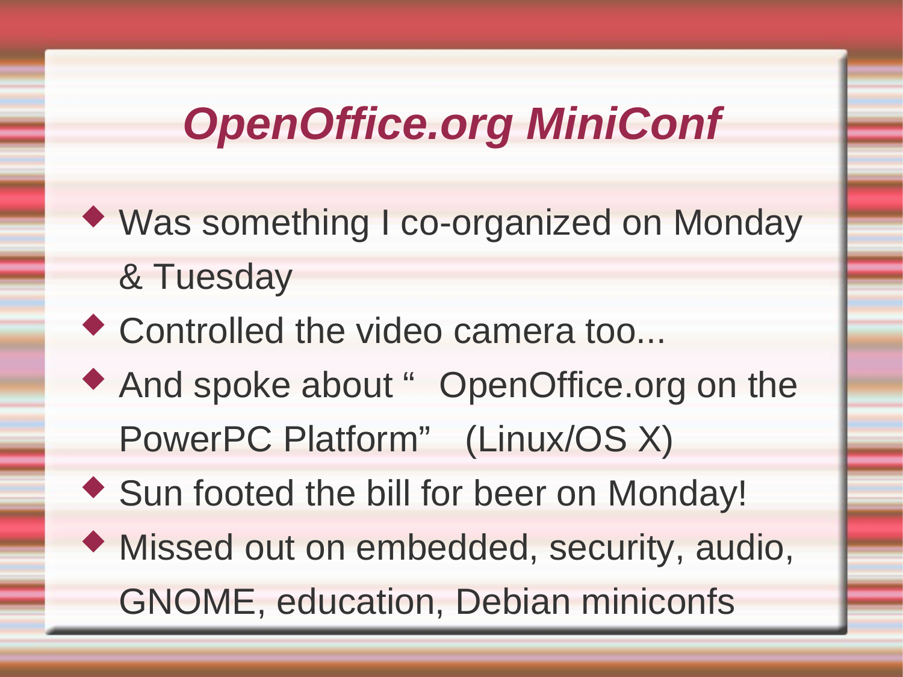# *OpenOffice.org MiniConf*

- Was something I co-organized on Monday & Tuesday
- Controlled the video camera too...
- And spoke about "OpenOffice.org on the PowerPC Platform" (Linux/OS X)
- Sun footed the bill for beer on Monday!
- Missed out on embedded, security, audio, GNOME, education, Debian miniconfs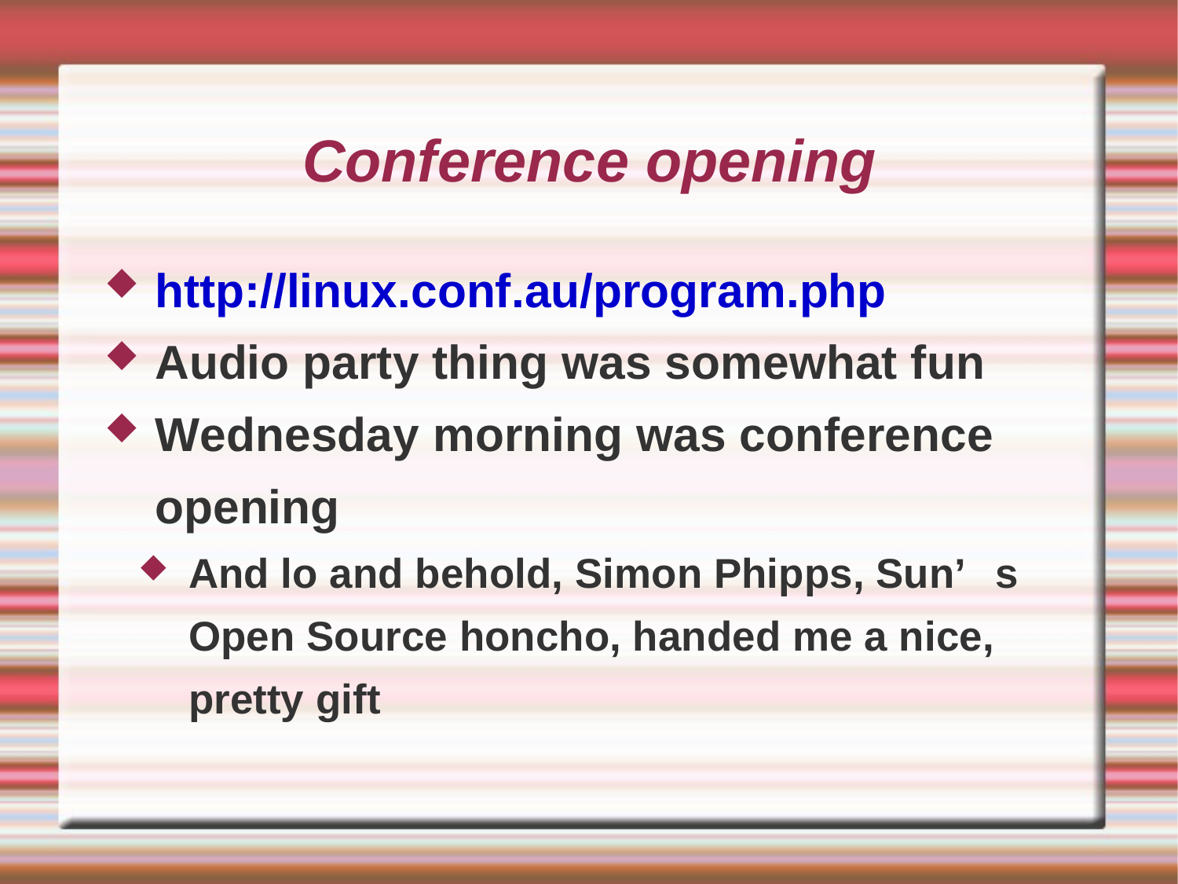# Conference opening

- http://linux.conf.au/program.php
- Audio party thing was somewhat fun
- Wednesday morning was conference opening
  - And lo and behold, Simon Phipps, Sun’s Open Source honcho, handed me a nice, pretty gift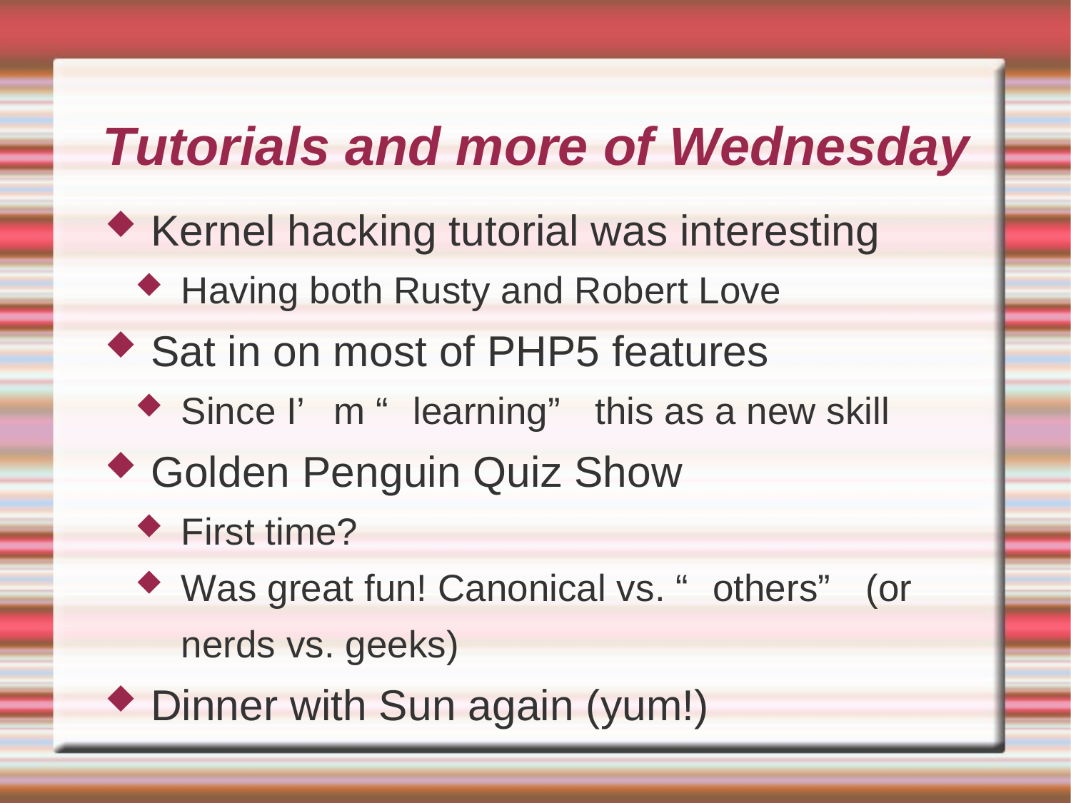# *Tutorials and more of Wednesday*

- Kernel hacking tutorial was interesting
  - Having both Rusty and Robert Love
- Sat in on most of PHP5 features
  - Since I'm "learning" this as a new skill
- Golden Penguin Quiz Show
  - First time?
  - Was great fun! Canonical vs. "others" (or nerds vs. geeks)
- Dinner with Sun again (yum!)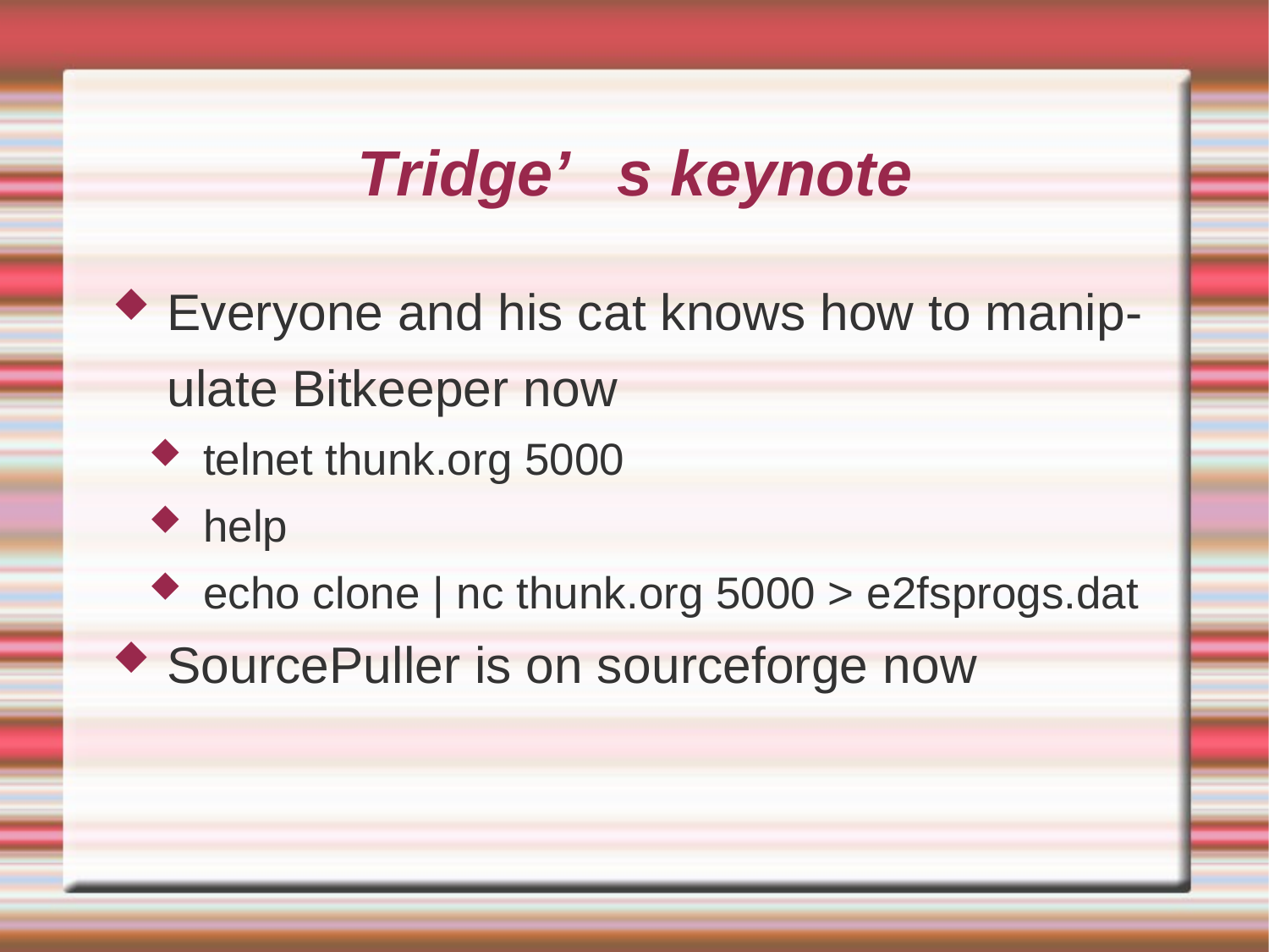# *Tridge's keynote*

- Everyone and his cat knows how to manipulate Bitkeeper now
  - telnet thunk.org 5000
  - help
  - echo clone | nc thunk.org 5000 > e2fsprogs.dat
- SourcePuller is on sourceforge now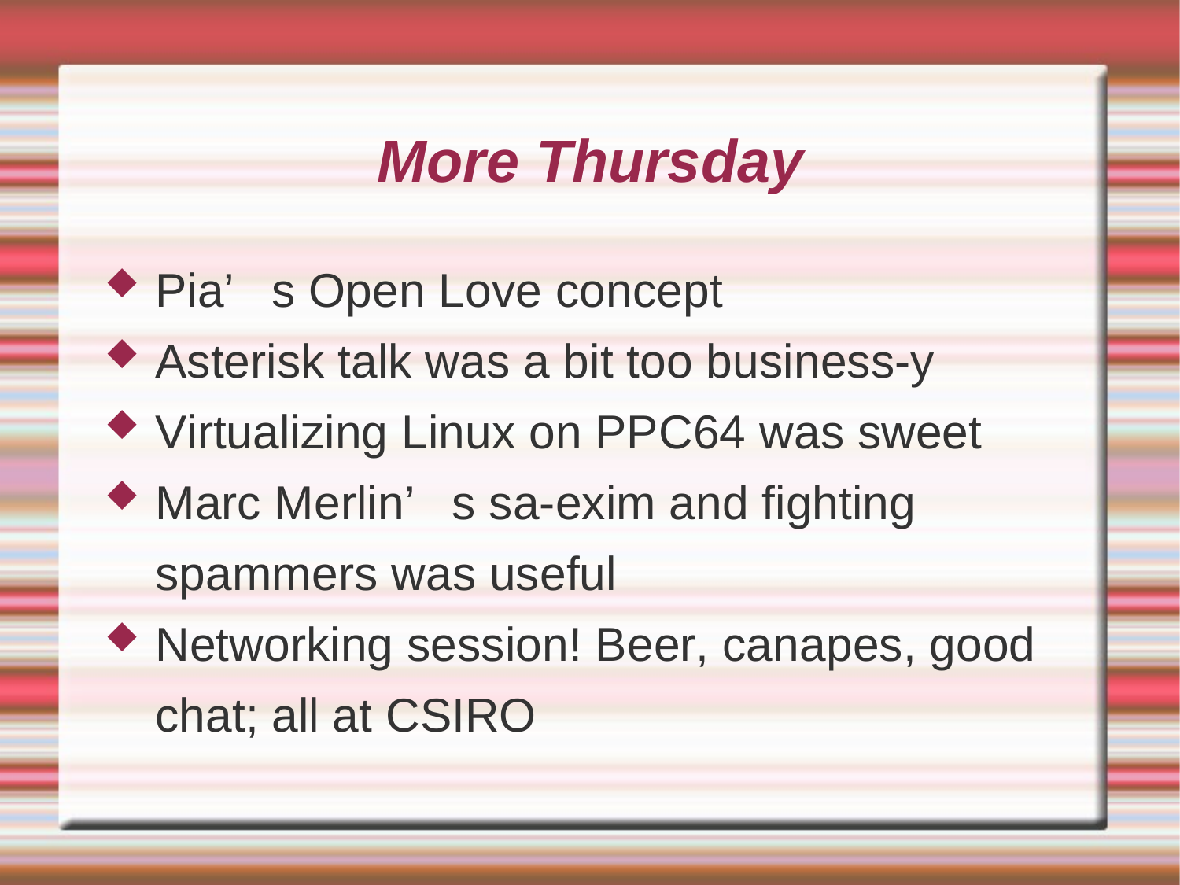# More Thursday

- Pia’ s Open Love concept
- Asterisk talk was a bit too business-y
- Virtualizing Linux on PPC64 was sweet
- Marc Merlin’ s sa-exim and fighting spammers was useful
- Networking session! Beer, canapes, good chat; all at CSIRO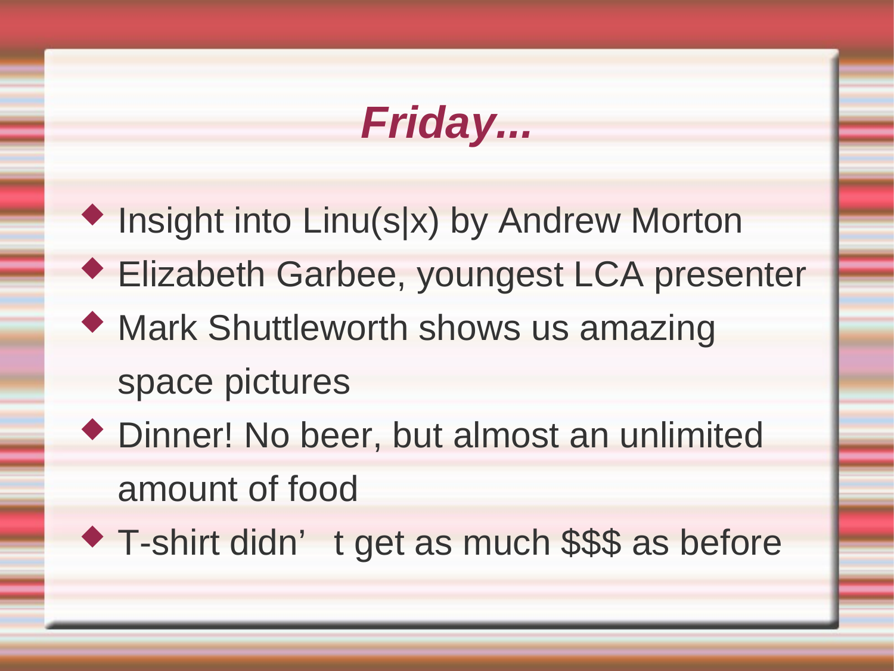# *Friday...*

- Insight into Linu(s|x) by Andrew Morton
- Elizabeth Garbee, youngest LCA presenter
- Mark Shuttleworth shows us amazing space pictures
- Dinner! No beer, but almost an unlimited amount of food
- T-shirt didn't get as much $$$ as before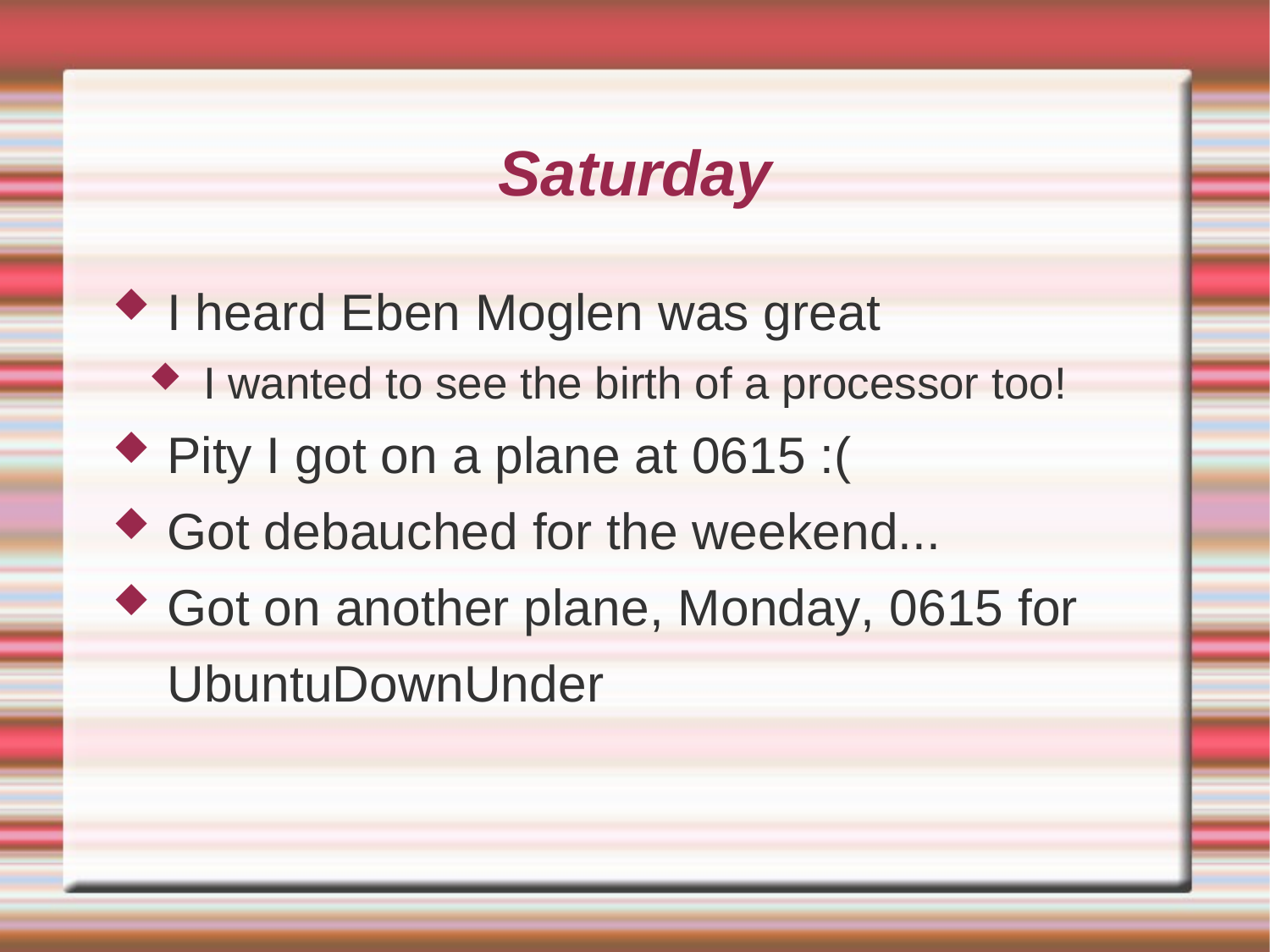# *Saturday*

- I heard Eben Moglen was great
  - I wanted to see the birth of a processor too!
- Pity I got on a plane at 0615 :(
- Got debauched for the weekend...
- Got on another plane, Monday, 0615 for UbuntuDownUnder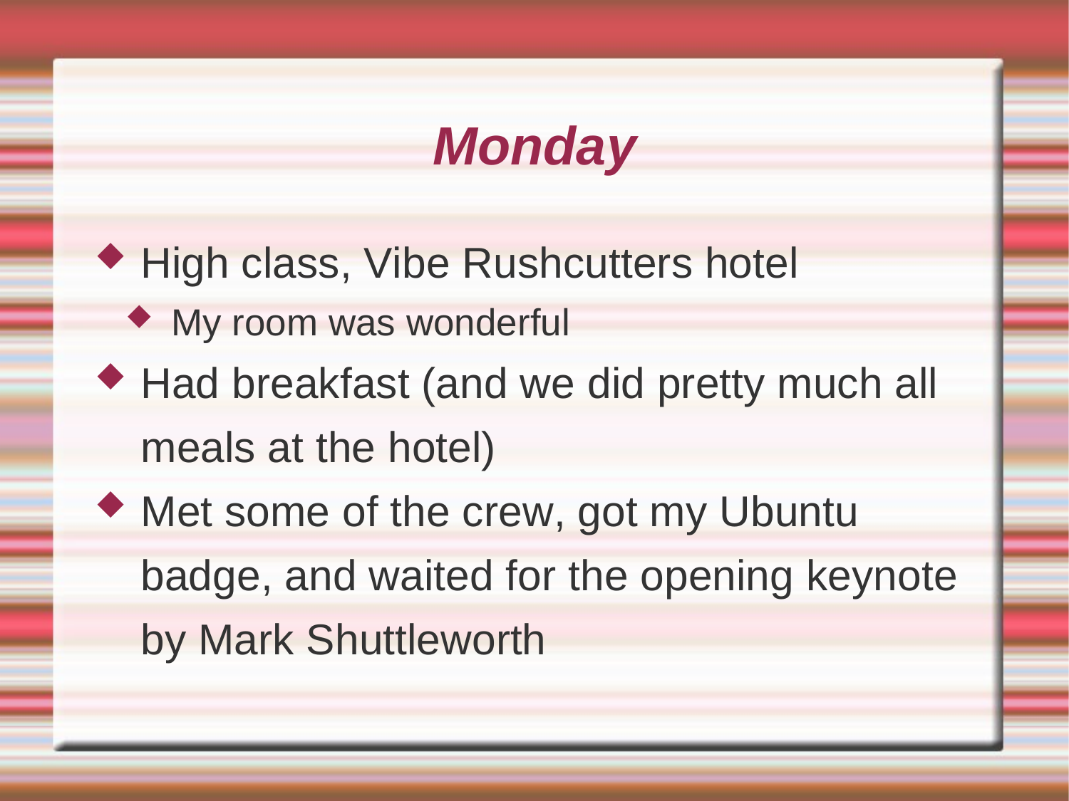# *Monday*

- High class, Vibe Rushcutters hotel
  - My room was wonderful
- Had breakfast (and we did pretty much all meals at the hotel)
- Met some of the crew, got my Ubuntu badge, and waited for the opening keynote by Mark Shuttleworth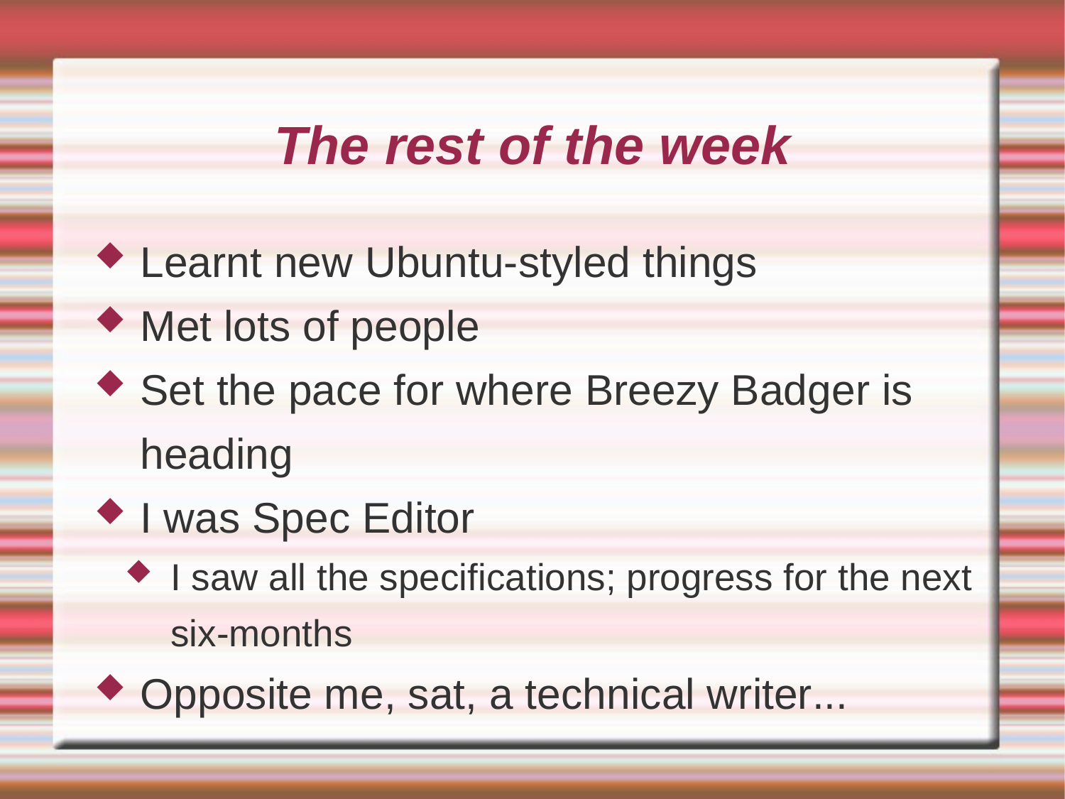# *The rest of the week*

- Learnt new Ubuntu-styled things
- Met lots of people
- Set the pace for where Breezy Badger is heading
- I was Spec Editor
  - I saw all the specifications; progress for the next six-months
- Opposite me, sat, a technical writer...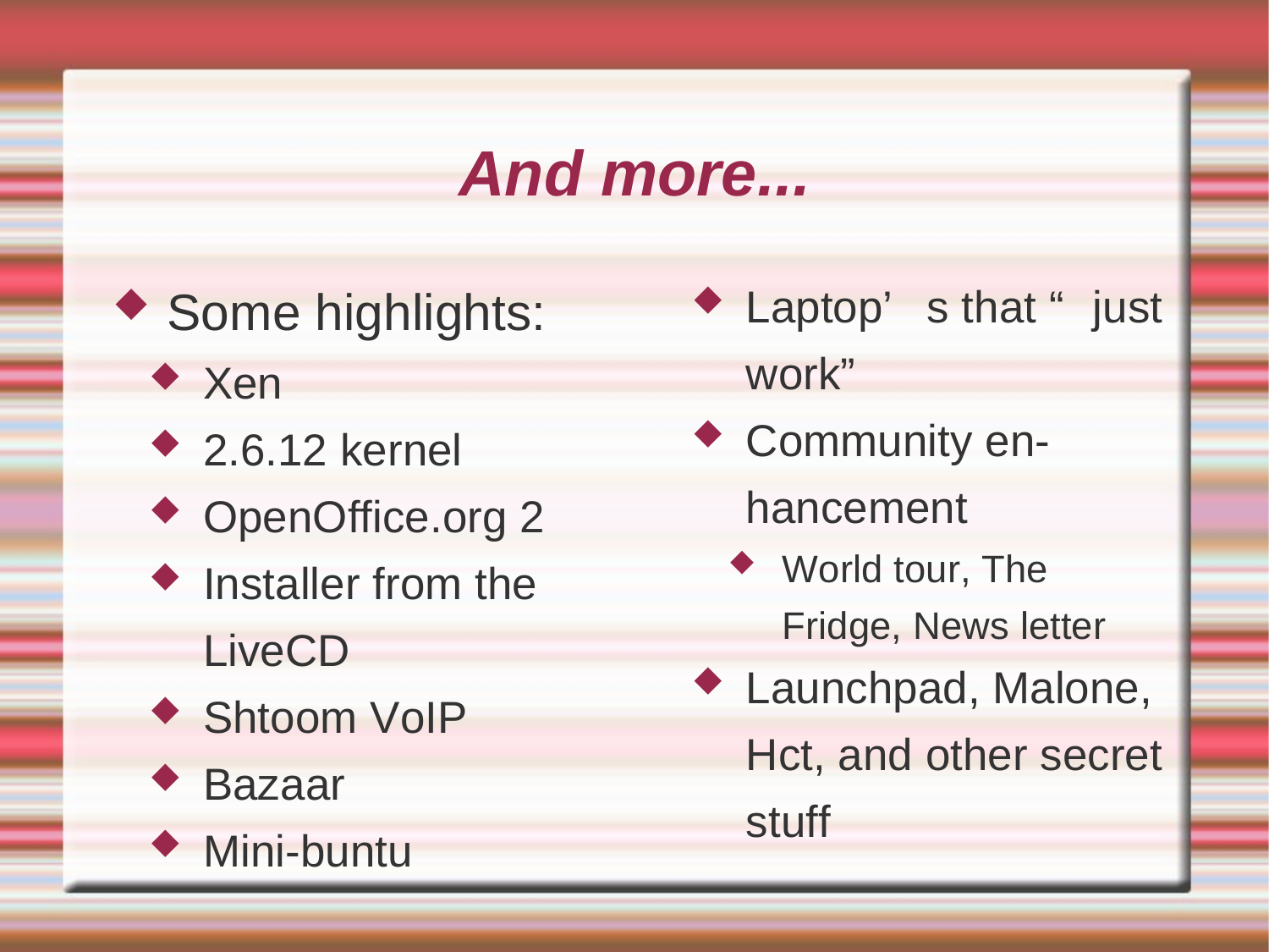# *And more...*

- Some highlights:
  - Xen
  - 2.6.12 kernel
  - OpenOffice.org 2
  - Installer from the LiveCD
  - Shtoom VoIP
  - Bazaar
  - Mini-buntu
- Laptop's that "just work"
- Community en-hancement
  - World tour, The Fridge, News letter
- Launchpad, Malone, Hct, and other secret stuff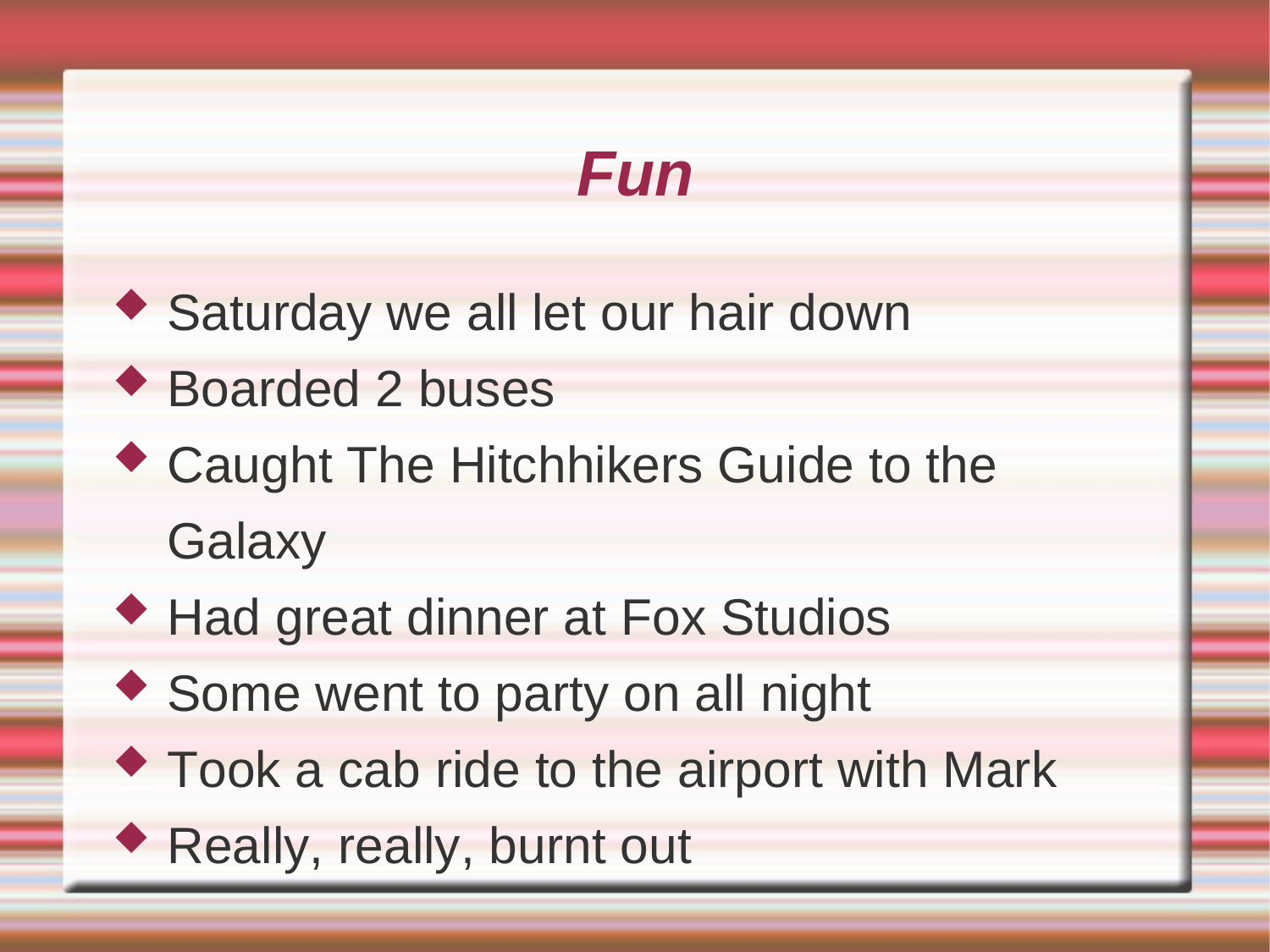# *Fun*

- Saturday we all let our hair down
- Boarded 2 buses
- Caught The Hitchhikers Guide to the Galaxy
- Had great dinner at Fox Studios
- Some went to party on all night
- Took a cab ride to the airport with Mark
- Really, really, burnt out